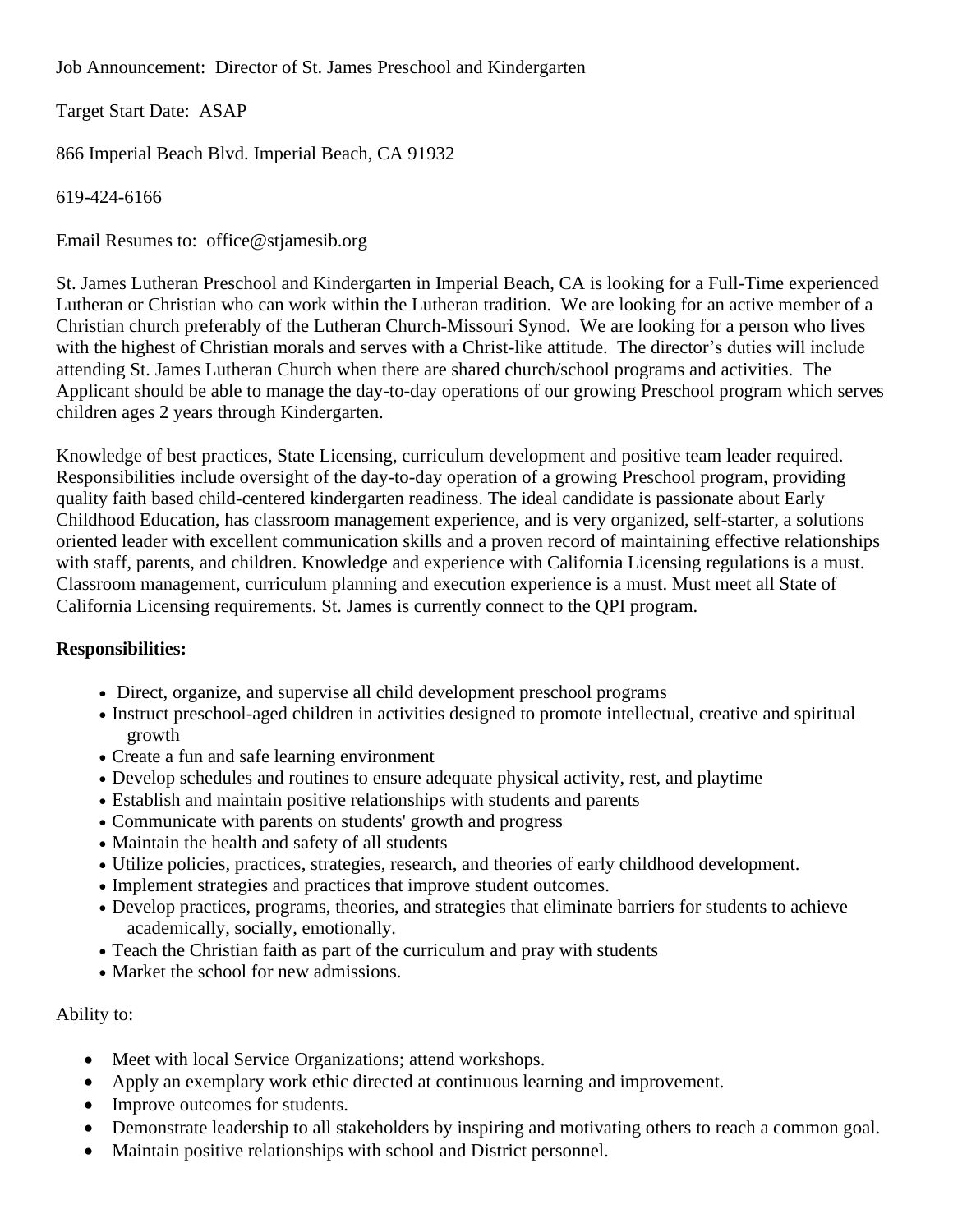Job Announcement: Director of St. James Preschool and Kindergarten

Target Start Date: ASAP

866 Imperial Beach Blvd. Imperial Beach, CA 91932

619-424-6166

Email Resumes to: office@stjamesib.org

St. James Lutheran Preschool and Kindergarten in Imperial Beach, CA is looking for a Full-Time experienced Lutheran or Christian who can work within the Lutheran tradition. We are looking for an active member of a Christian church preferably of the Lutheran Church-Missouri Synod. We are looking for a person who lives with the highest of Christian morals and serves with a Christ-like attitude. The director's duties will include attending St. James Lutheran Church when there are shared church/school programs and activities. The Applicant should be able to manage the day-to-day operations of our growing Preschool program which serves children ages 2 years through Kindergarten.

Knowledge of best practices, State Licensing, curriculum development and positive team leader required. Responsibilities include oversight of the day-to-day operation of a growing Preschool program, providing quality faith based child-centered kindergarten readiness. The ideal candidate is passionate about Early Childhood Education, has classroom management experience, and is very organized, self-starter, a solutions oriented leader with excellent communication skills and a proven record of maintaining effective relationships with staff, parents, and children. Knowledge and experience with California Licensing regulations is a must. Classroom management, curriculum planning and execution experience is a must. Must meet all State of California Licensing requirements. St. James is currently connect to the QPI program.

**Responsibilities:**

- Direct, organize, and supervise all child development preschool programs
- Instruct preschool-aged children in activities designed to promote intellectual, creative and spiritual growth
- Create a fun and safe learning environment
- Develop schedules and routines to ensure adequate physical activity, rest, and playtime
- Establish and maintain positive relationships with students and parents
- Communicate with parents on students' growth and progress
- Maintain the health and safety of all students
- Utilize policies, practices, strategies, research, and theories of early childhood development.
- Implement strategies and practices that improve student outcomes.
- Develop practices, programs, theories, and strategies that eliminate barriers for students to achieve academically, socially, emotionally.
- Teach the Christian faith as part of the curriculum and pray with students
- Market the school for new admissions.

Ability to:

- Meet with local Service Organizations; attend workshops.
- Apply an exemplary work ethic directed at continuous learning and improvement.
- Improve outcomes for students.
- Demonstrate leadership to all stakeholders by inspiring and motivating others to reach a common goal.
- Maintain positive relationships with school and District personnel.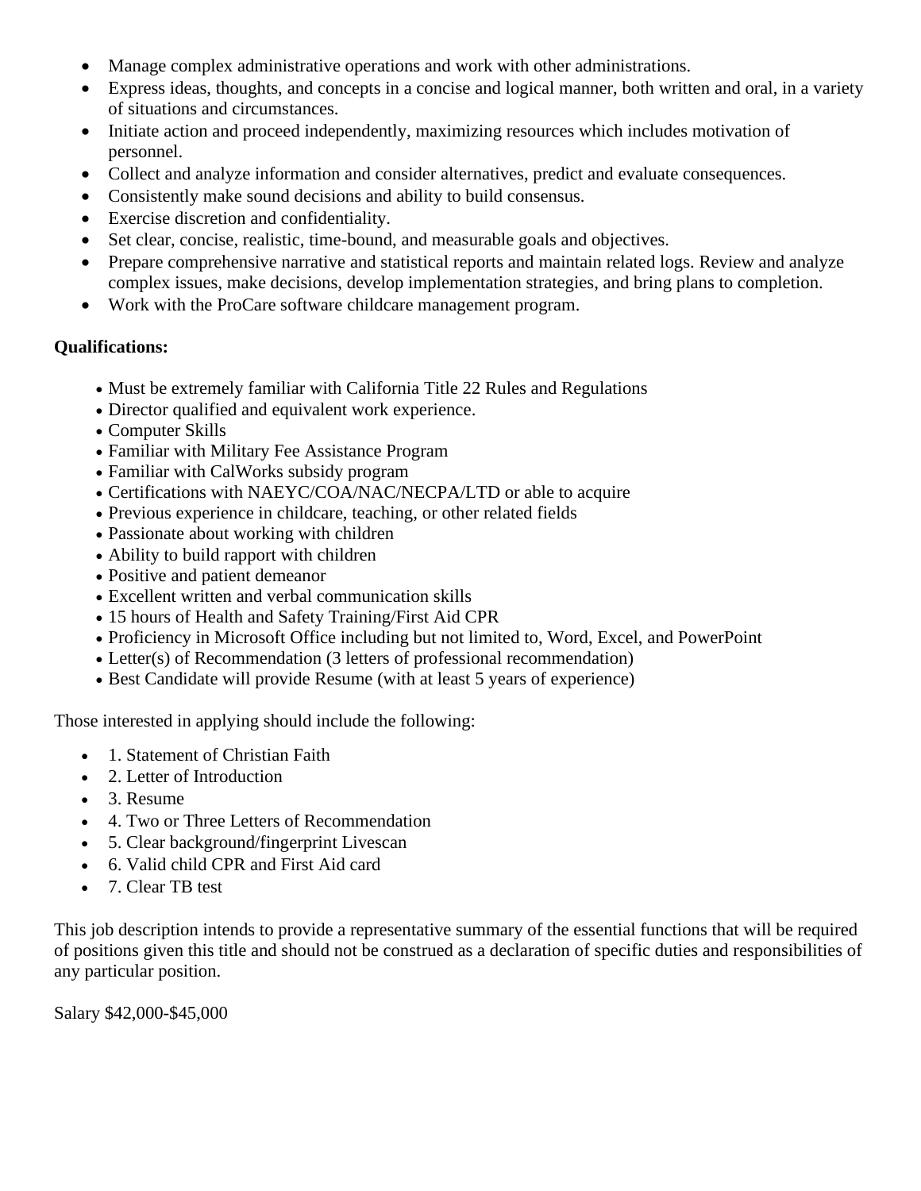- Manage complex administrative operations and work with other administrations.
- Express ideas, thoughts, and concepts in a concise and logical manner, both written and oral, in a variety of situations and circumstances.
- Initiate action and proceed independently, maximizing resources which includes motivation of personnel.
- Collect and analyze information and consider alternatives, predict and evaluate consequences.
- Consistently make sound decisions and ability to build consensus.
- Exercise discretion and confidentiality.
- Set clear, concise, realistic, time-bound, and measurable goals and objectives.
- Prepare comprehensive narrative and statistical reports and maintain related logs. Review and analyze complex issues, make decisions, develop implementation strategies, and bring plans to completion.
- Work with the ProCare software childcare management program.

**Qualifications:**

- Must be extremely familiar with California Title 22 Rules and Regulations
- Director qualified and equivalent work experience.
- Computer Skills
- Familiar with Military Fee Assistance Program
- Familiar with CalWorks subsidy program
- Certifications with NAEYC/COA/NAC/NECPA/LTD or able to acquire
- Previous experience in childcare, teaching, or other related fields
- Passionate about working with children
- Ability to build rapport with children
- Positive and patient demeanor
- Excellent written and verbal communication skills
- 15 hours of Health and Safety Training/First Aid CPR
- Proficiency in Microsoft Office including but not limited to, Word, Excel, and PowerPoint
- Letter(s) of Recommendation (3 letters of professional recommendation)
- Best Candidate will provide Resume (with at least 5 years of experience)

Those interested in applying should include the following:

- 1. Statement of Christian Faith
- 2. Letter of Introduction
- 3. Resume
- 4. Two or Three Letters of Recommendation
- 5. Clear background/fingerprint Livescan
- 6. Valid child CPR and First Aid card
- 7. Clear TB test

This job description intends to provide a representative summary of the essential functions that will be required of positions given this title and should not be construed as a declaration of specific duties and responsibilities of any particular position.

Salary $42,000-$45,000